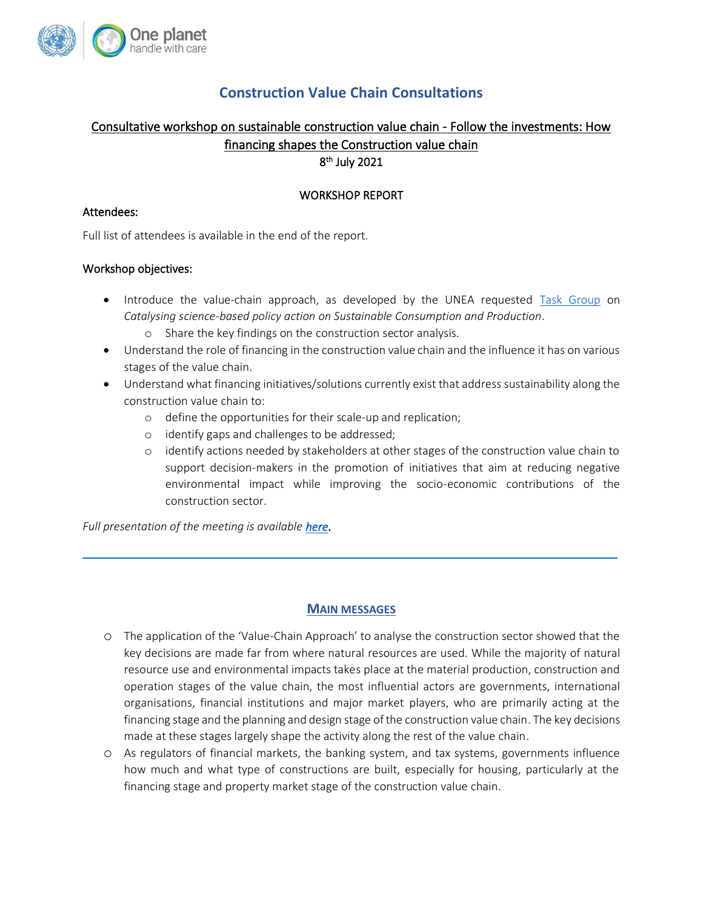# Construction Value Chain Consultations

## Consultative workshop on sustainable construction value chain - Follow the investments: How financing shapes the Construction value chain

8th July 2021

WORKSHOP REPORT

**Attendees:**

Full list of attendees is available in the end of the report.

**Workshop objectives:**

- Introduce the value-chain approach, as developed by the UNEA requested Task Group on *Catalysing science-based policy action on Sustainable Consumption and Production*.
  - Share the key findings on the construction sector analysis.
- Understand the role of financing in the construction value chain and the influence it has on various stages of the value chain.
- Understand what financing initiatives/solutions currently exist that address sustainability along the construction value chain to:
  - define the opportunities for their scale-up and replication;
  - identify gaps and challenges to be addressed;
  - identify actions needed by stakeholders at other stages of the construction value chain to support decision-makers in the promotion of initiatives that aim at reducing negative environmental impact while improving the socio-economic contributions of the construction sector.

*Full presentation of the meeting is available* ***here***.

---

## MAIN MESSAGES

- The application of the 'Value-Chain Approach' to analyse the construction sector showed that the key decisions are made far from where natural resources are used. While the majority of natural resource use and environmental impacts takes place at the material production, construction and operation stages of the value chain, the most influential actors are governments, international organisations, financial institutions and major market players, who are primarily acting at the financing stage and the planning and design stage of the construction value chain. The key decisions made at these stages largely shape the activity along the rest of the value chain.
- As regulators of financial markets, the banking system, and tax systems, governments influence how much and what type of constructions are built, especially for housing, particularly at the financing stage and property market stage of the construction value chain.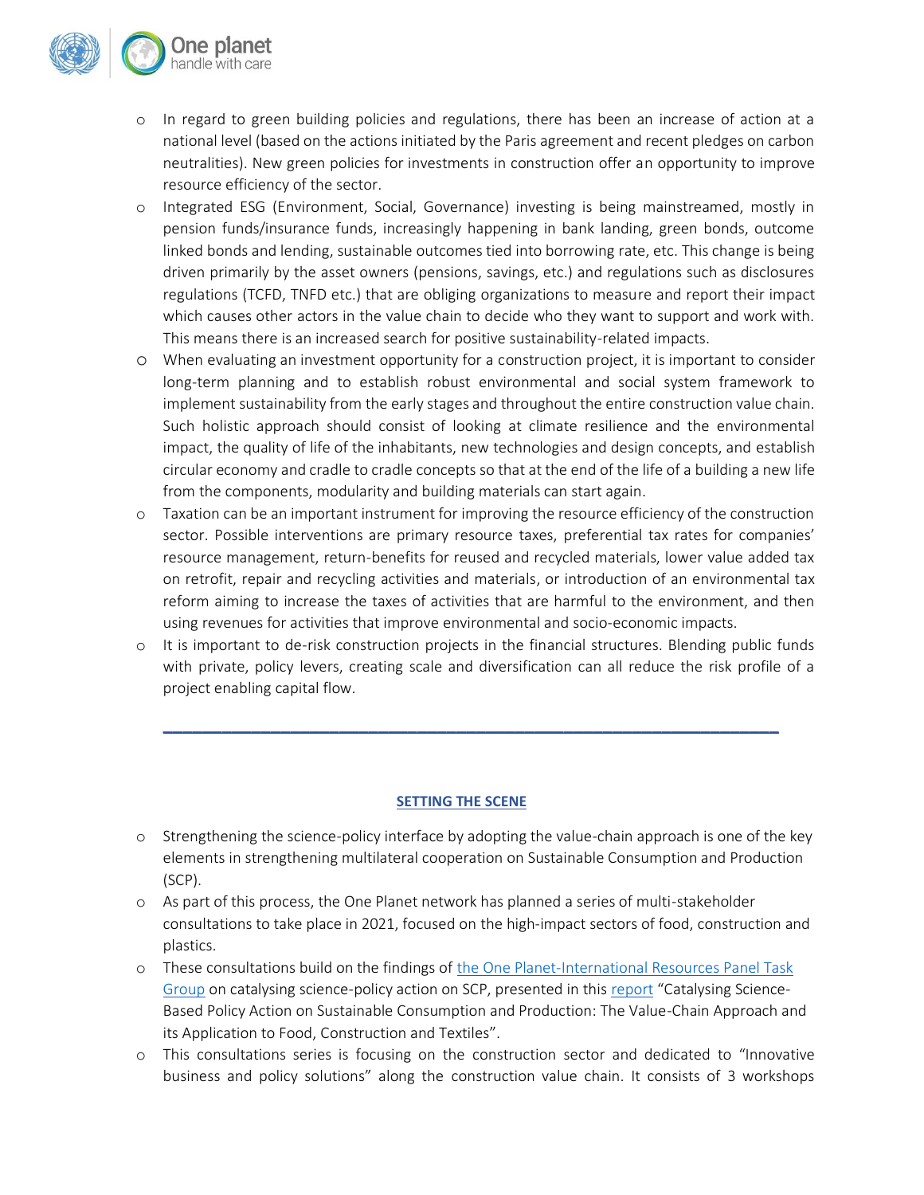- In regard to green building policies and regulations, there has been an increase of action at a national level (based on the actions initiated by the Paris agreement and recent pledges on carbon neutralities). New green policies for investments in construction offer an opportunity to improve resource efficiency of the sector.
- Integrated ESG (Environment, Social, Governance) investing is being mainstreamed, mostly in pension funds/insurance funds, increasingly happening in bank landing, green bonds, outcome linked bonds and lending, sustainable outcomes tied into borrowing rate, etc. This change is being driven primarily by the asset owners (pensions, savings, etc.) and regulations such as disclosures regulations (TCFD, TNFD etc.) that are obliging organizations to measure and report their impact which causes other actors in the value chain to decide who they want to support and work with. This means there is an increased search for positive sustainability-related impacts.
- When evaluating an investment opportunity for a construction project, it is important to consider long-term planning and to establish robust environmental and social system framework to implement sustainability from the early stages and throughout the entire construction value chain. Such holistic approach should consist of looking at climate resilience and the environmental impact, the quality of life of the inhabitants, new technologies and design concepts, and establish circular economy and cradle to cradle concepts so that at the end of the life of a building a new life from the components, modularity and building materials can start again.
- Taxation can be an important instrument for improving the resource efficiency of the construction sector. Possible interventions are primary resource taxes, preferential tax rates for companies' resource management, return-benefits for reused and recycled materials, lower value added tax on retrofit, repair and recycling activities and materials, or introduction of an environmental tax reform aiming to increase the taxes of activities that are harmful to the environment, and then using revenues for activities that improve environmental and socio-economic impacts.
- It is important to de-risk construction projects in the financial structures. Blending public funds with private, policy levers, creating scale and diversification can all reduce the risk profile of a project enabling capital flow.

---

## SETTING THE SCENE

- Strengthening the science-policy interface by adopting the value-chain approach is one of the key elements in strengthening multilateral cooperation on Sustainable Consumption and Production (SCP).
- As part of this process, the One Planet network has planned a series of multi-stakeholder consultations to take place in 2021, focused on the high-impact sectors of food, construction and plastics.
- These consultations build on the findings of the One Planet-International Resources Panel Task Group on catalysing science-policy action on SCP, presented in this report "Catalysing Science-Based Policy Action on Sustainable Consumption and Production: The Value-Chain Approach and its Application to Food, Construction and Textiles".
- This consultations series is focusing on the construction sector and dedicated to "Innovative business and policy solutions" along the construction value chain. It consists of 3 workshops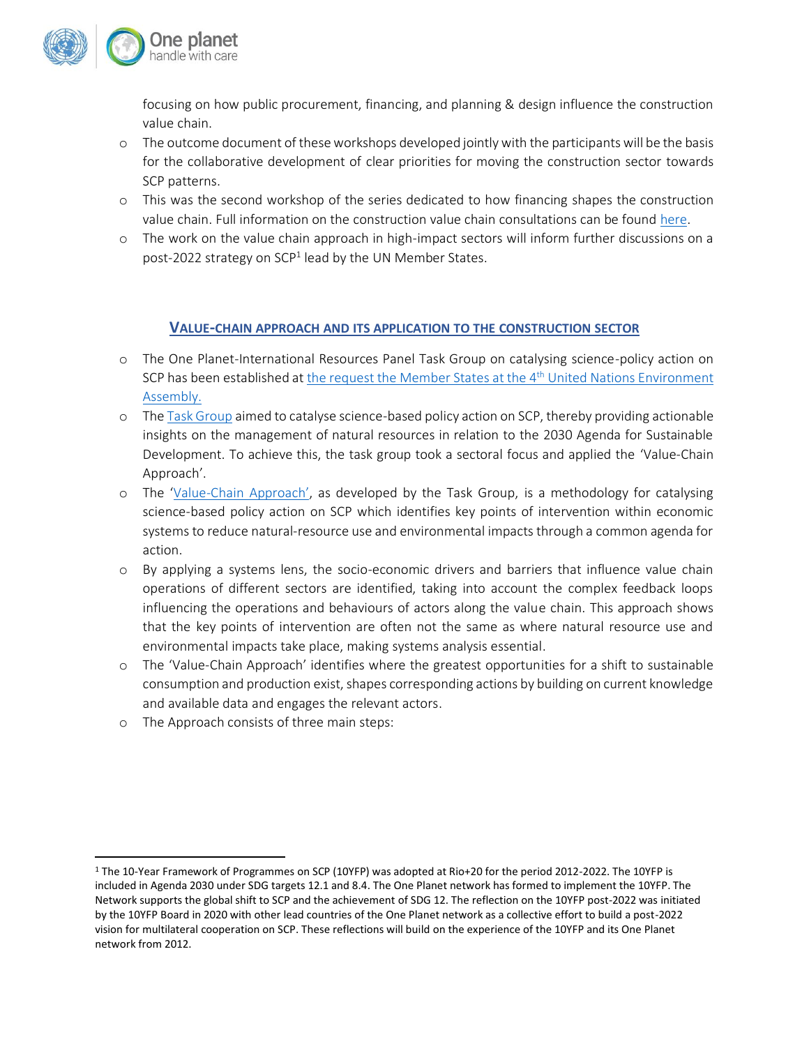focusing on how public procurement, financing, and planning & design influence the construction value chain.

- The outcome document of these workshops developed jointly with the participants will be the basis for the collaborative development of clear priorities for moving the construction sector towards SCP patterns.
- This was the second workshop of the series dedicated to how financing shapes the construction value chain. Full information on the construction value chain consultations can be found here.
- The work on the value chain approach in high-impact sectors will inform further discussions on a post-2022 strategy on SCP[1] lead by the UN Member States.

## VALUE-CHAIN APPROACH AND ITS APPLICATION TO THE CONSTRUCTION SECTOR

- The One Planet-International Resources Panel Task Group on catalysing science-policy action on SCP has been established at the request the Member States at the 4th United Nations Environment Assembly.
- The Task Group aimed to catalyse science-based policy action on SCP, thereby providing actionable insights on the management of natural resources in relation to the 2030 Agenda for Sustainable Development. To achieve this, the task group took a sectoral focus and applied the 'Value-Chain Approach'.
- The 'Value-Chain Approach', as developed by the Task Group, is a methodology for catalysing science-based policy action on SCP which identifies key points of intervention within economic systems to reduce natural-resource use and environmental impacts through a common agenda for action.
- By applying a systems lens, the socio-economic drivers and barriers that influence value chain operations of different sectors are identified, taking into account the complex feedback loops influencing the operations and behaviours of actors along the value chain. This approach shows that the key points of intervention are often not the same as where natural resource use and environmental impacts take place, making systems analysis essential.
- The 'Value-Chain Approach' identifies where the greatest opportunities for a shift to sustainable consumption and production exist, shapes corresponding actions by building on current knowledge and available data and engages the relevant actors.
- The Approach consists of three main steps:

[1] The 10-Year Framework of Programmes on SCP (10YFP) was adopted at Rio+20 for the period 2012-2022. The 10YFP is included in Agenda 2030 under SDG targets 12.1 and 8.4. The One Planet network has formed to implement the 10YFP. The Network supports the global shift to SCP and the achievement of SDG 12. The reflection on the 10YFP post-2022 was initiated by the 10YFP Board in 2020 with other lead countries of the One Planet network as a collective effort to build a post-2022 vision for multilateral cooperation on SCP. These reflections will build on the experience of the 10YFP and its One Planet network from 2012.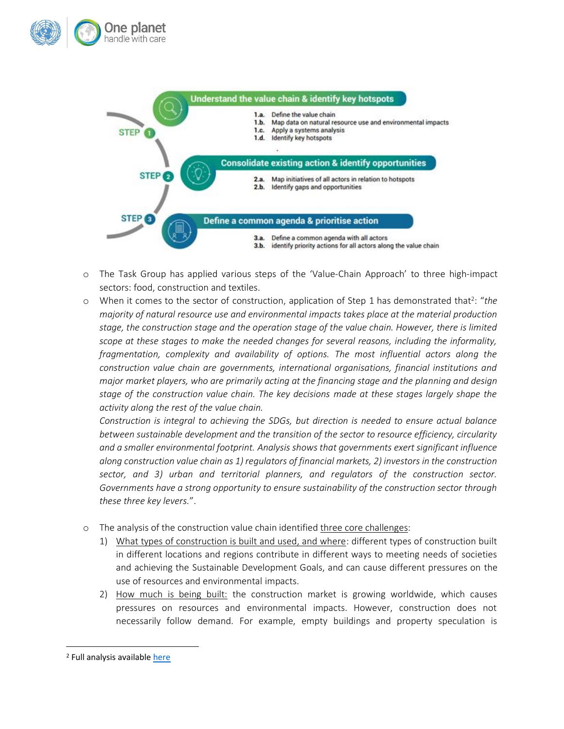**STEP 1 — Understand the value chain & identify key hotspots**

- **1.a.** Define the value chain
- **1.b.** Map data on natural resource use and environmental impacts
- **1.c.** Apply a systems analysis
- **1.d.** Identify key hotspots

**STEP 2 — Consolidate existing action & identify opportunities**

- **2.a.** Map initiatives of all actors in relation to hotspots
- **2.b.** Identify gaps and opportunities

**STEP 3 — Define a common agenda & prioritise action**

- **3.a.** Define a common agenda with all actors
- **3.b.** identify priority actions for all actors along the value chain

- The Task Group has applied various steps of the 'Value-Chain Approach' to three high-impact sectors: food, construction and textiles.
- When it comes to the sector of construction, application of Step 1 has demonstrated that[2]: "*the majority of natural resource use and environmental impacts takes place at the material production stage, the construction stage and the operation stage of the value chain. However, there is limited scope at these stages to make the needed changes for several reasons, including the informality, fragmentation, complexity and availability of options. The most influential actors along the construction value chain are governments, international organisations, financial institutions and major market players, who are primarily acting at the financing stage and the planning and design stage of the construction value chain. The key decisions made at these stages largely shape the activity along the rest of the value chain.*

  *Construction is integral to achieving the SDGs, but direction is needed to ensure actual balance between sustainable development and the transition of the sector to resource efficiency, circularity and a smaller environmental footprint. Analysis shows that governments exert significant influence along construction value chain as 1) regulators of financial markets, 2) investors in the construction sector, and 3) urban and territorial planners, and regulators of the construction sector. Governments have a strong opportunity to ensure sustainability of the construction sector through these three key levers.*".

- The analysis of the construction value chain identified three core challenges:
  1) What types of construction is built and used, and where: different types of construction built in different locations and regions contribute in different ways to meeting needs of societies and achieving the Sustainable Development Goals, and can cause different pressures on the use of resources and environmental impacts.
  2) How much is being built: the construction market is growing worldwide, which causes pressures on resources and environmental impacts. However, construction does not necessarily follow demand. For example, empty buildings and property speculation is

---

[2] Full analysis available here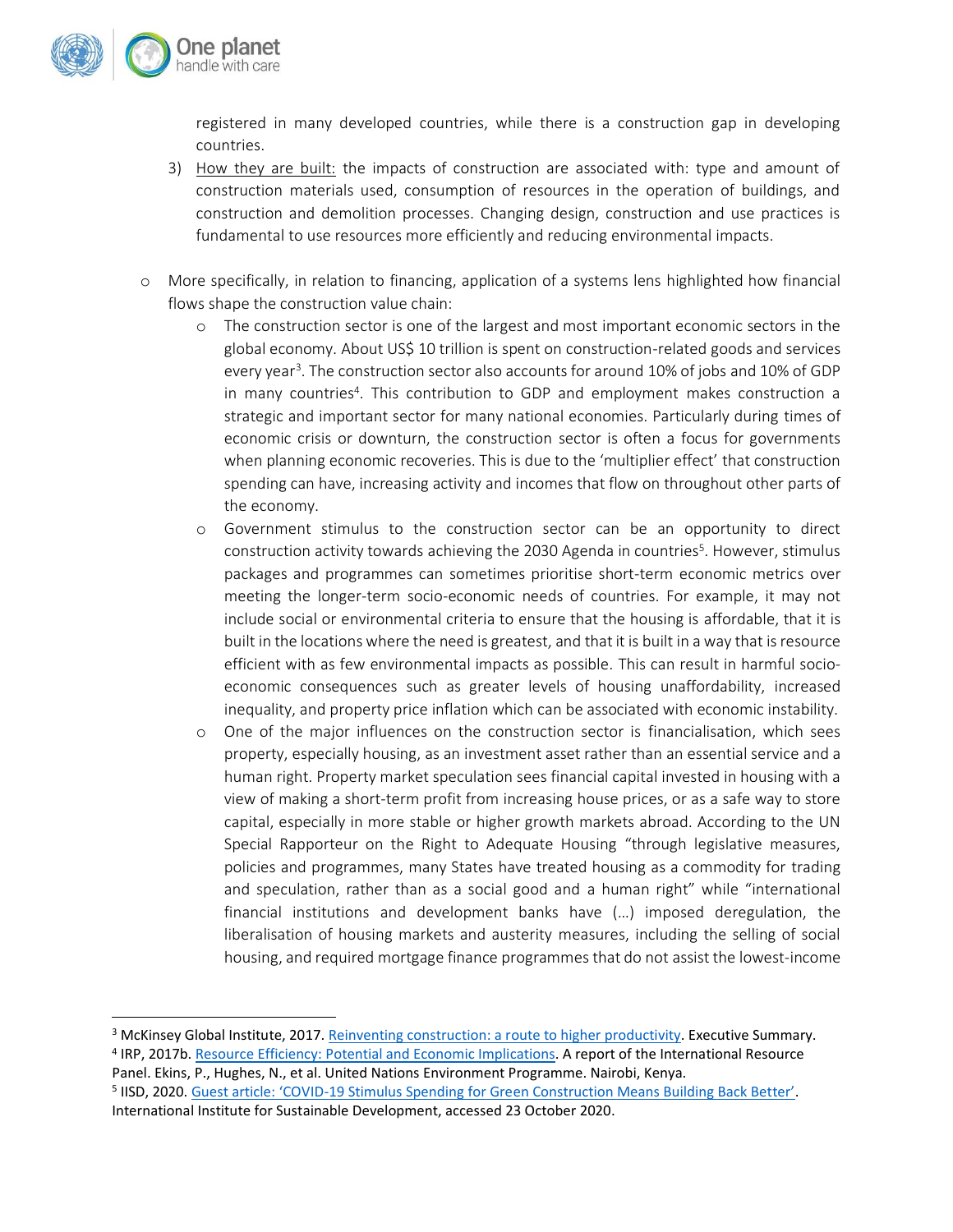registered in many developed countries, while there is a construction gap in developing countries.

3) How they are built: the impacts of construction are associated with: type and amount of construction materials used, consumption of resources in the operation of buildings, and construction and demolition processes. Changing design, construction and use practices is fundamental to use resources more efficiently and reducing environmental impacts.

- More specifically, in relation to financing, application of a systems lens highlighted how financial flows shape the construction value chain:
  - The construction sector is one of the largest and most important economic sectors in the global economy. About US$ 10 trillion is spent on construction-related goods and services every year[3]. The construction sector also accounts for around 10% of jobs and 10% of GDP in many countries[4]. This contribution to GDP and employment makes construction a strategic and important sector for many national economies. Particularly during times of economic crisis or downturn, the construction sector is often a focus for governments when planning economic recoveries. This is due to the 'multiplier effect' that construction spending can have, increasing activity and incomes that flow on throughout other parts of the economy.
  - Government stimulus to the construction sector can be an opportunity to direct construction activity towards achieving the 2030 Agenda in countries[5]. However, stimulus packages and programmes can sometimes prioritise short-term economic metrics over meeting the longer-term socio-economic needs of countries. For example, it may not include social or environmental criteria to ensure that the housing is affordable, that it is built in the locations where the need is greatest, and that it is built in a way that is resource efficient with as few environmental impacts as possible. This can result in harmful socio-economic consequences such as greater levels of housing unaffordability, increased inequality, and property price inflation which can be associated with economic instability.
  - One of the major influences on the construction sector is financialisation, which sees property, especially housing, as an investment asset rather than an essential service and a human right. Property market speculation sees financial capital invested in housing with a view of making a short-term profit from increasing house prices, or as a safe way to store capital, especially in more stable or higher growth markets abroad. According to the UN Special Rapporteur on the Right to Adequate Housing "through legislative measures, policies and programmes, many States have treated housing as a commodity for trading and speculation, rather than as a social good and a human right" while "international financial institutions and development banks have (…) imposed deregulation, the liberalisation of housing markets and austerity measures, including the selling of social housing, and required mortgage finance programmes that do not assist the lowest-income

---

[3] McKinsey Global Institute, 2017. Reinventing construction: a route to higher productivity. Executive Summary.

[4] IRP, 2017b. Resource Efficiency: Potential and Economic Implications. A report of the International Resource Panel. Ekins, P., Hughes, N., et al. United Nations Environment Programme. Nairobi, Kenya.

[5] IISD, 2020. Guest article: 'COVID-19 Stimulus Spending for Green Construction Means Building Back Better'. International Institute for Sustainable Development, accessed 23 October 2020.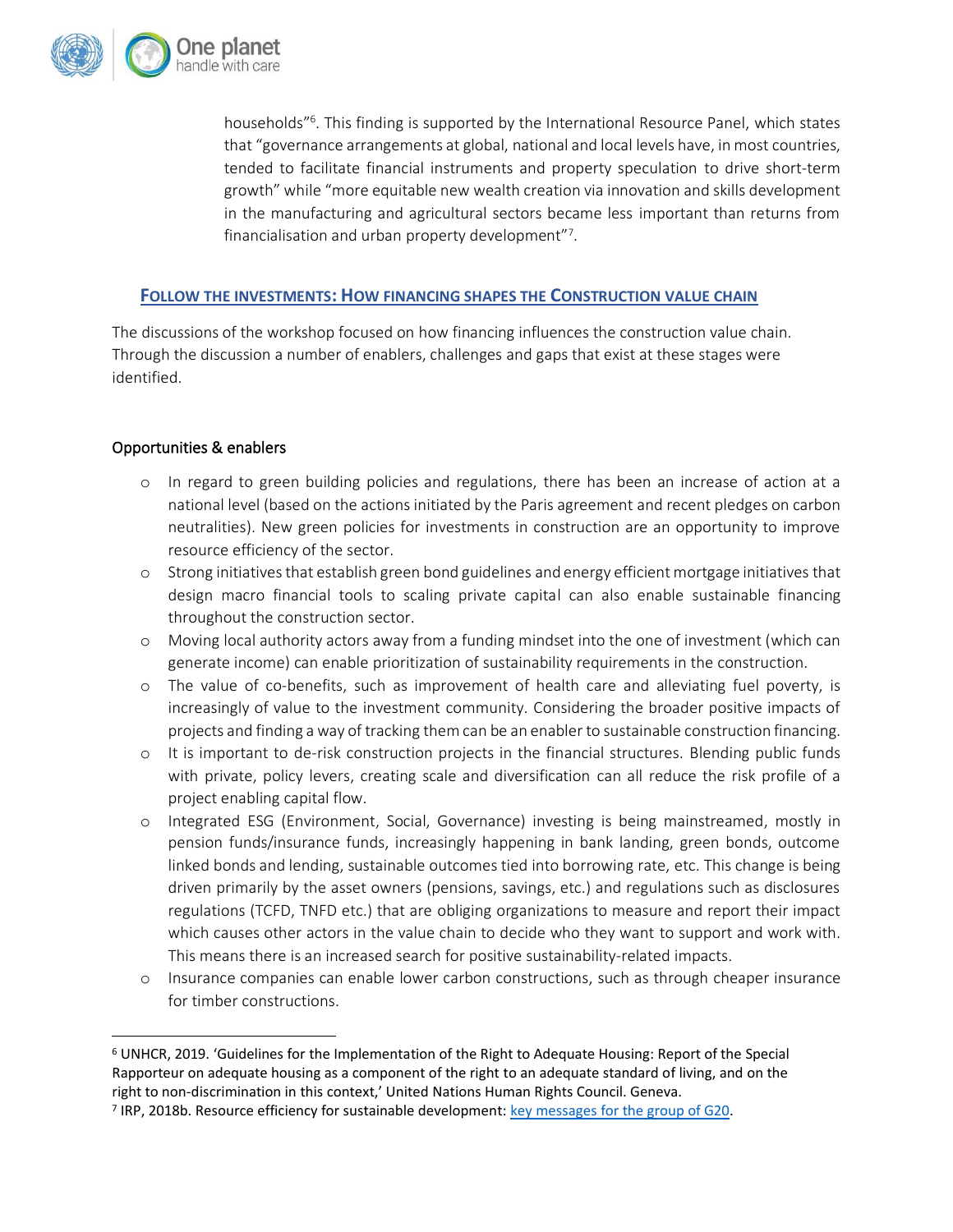households"[6]. This finding is supported by the International Resource Panel, which states that "governance arrangements at global, national and local levels have, in most countries, tended to facilitate financial instruments and property speculation to drive short-term growth" while "more equitable new wealth creation via innovation and skills development in the manufacturing and agricultural sectors became less important than returns from financialisation and urban property development"[7].

## FOLLOW THE INVESTMENTS: HOW FINANCING SHAPES THE CONSTRUCTION VALUE CHAIN

The discussions of the workshop focused on how financing influences the construction value chain. Through the discussion a number of enablers, challenges and gaps that exist at these stages were identified.

### Opportunities & enablers

- In regard to green building policies and regulations, there has been an increase of action at a national level (based on the actions initiated by the Paris agreement and recent pledges on carbon neutralities). New green policies for investments in construction are an opportunity to improve resource efficiency of the sector.
- Strong initiatives that establish green bond guidelines and energy efficient mortgage initiatives that design macro financial tools to scaling private capital can also enable sustainable financing throughout the construction sector.
- Moving local authority actors away from a funding mindset into the one of investment (which can generate income) can enable prioritization of sustainability requirements in the construction.
- The value of co-benefits, such as improvement of health care and alleviating fuel poverty, is increasingly of value to the investment community. Considering the broader positive impacts of projects and finding a way of tracking them can be an enabler to sustainable construction financing.
- It is important to de-risk construction projects in the financial structures. Blending public funds with private, policy levers, creating scale and diversification can all reduce the risk profile of a project enabling capital flow.
- Integrated ESG (Environment, Social, Governance) investing is being mainstreamed, mostly in pension funds/insurance funds, increasingly happening in bank landing, green bonds, outcome linked bonds and lending, sustainable outcomes tied into borrowing rate, etc. This change is being driven primarily by the asset owners (pensions, savings, etc.) and regulations such as disclosures regulations (TCFD, TNFD etc.) that are obliging organizations to measure and report their impact which causes other actors in the value chain to decide who they want to support and work with. This means there is an increased search for positive sustainability-related impacts.
- Insurance companies can enable lower carbon constructions, such as through cheaper insurance for timber constructions.

---

[6] UNHCR, 2019. 'Guidelines for the Implementation of the Right to Adequate Housing: Report of the Special Rapporteur on adequate housing as a component of the right to an adequate standard of living, and on the right to non-discrimination in this context,' United Nations Human Rights Council. Geneva.

[7] IRP, 2018b. Resource efficiency for sustainable development: key messages for the group of G20.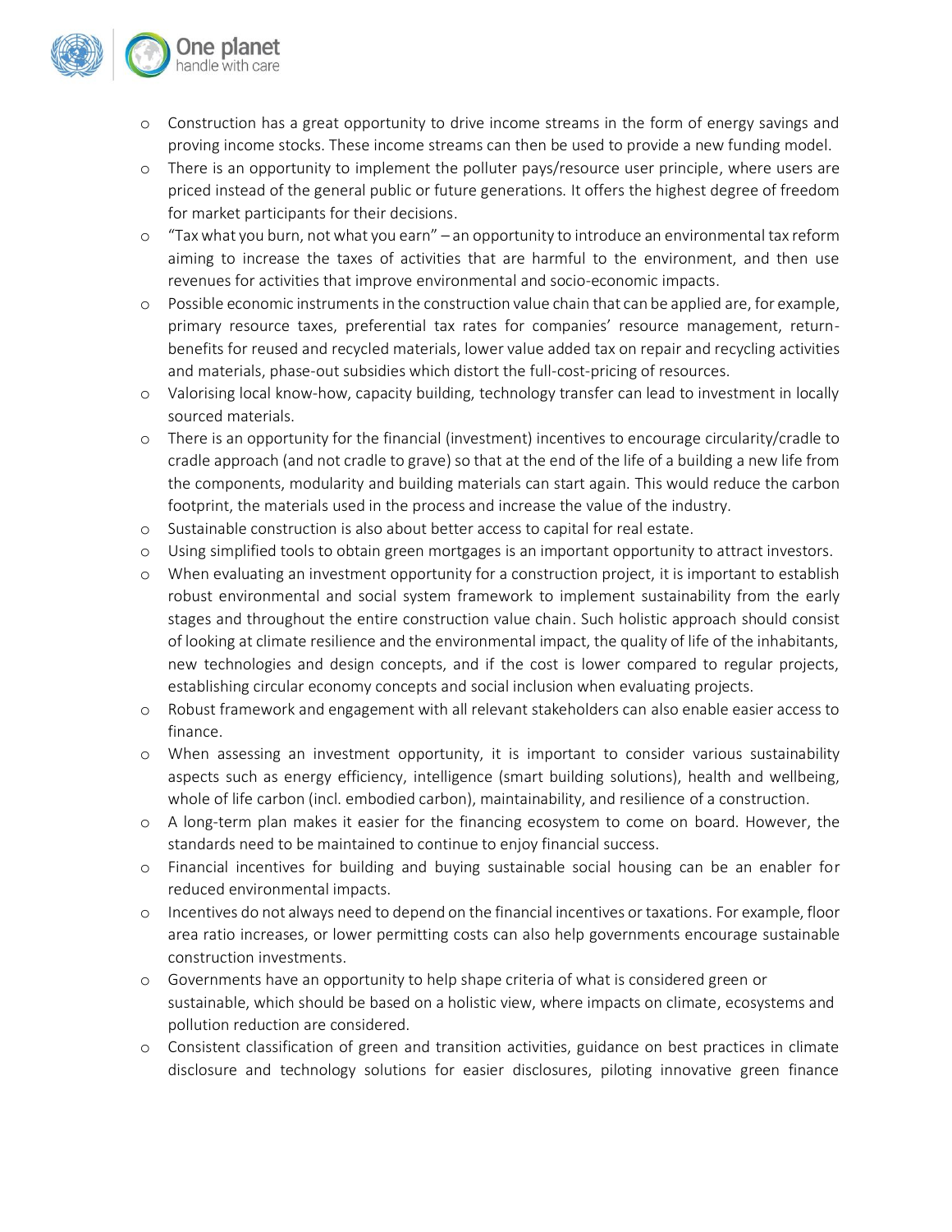- Construction has a great opportunity to drive income streams in the form of energy savings and proving income stocks. These income streams can then be used to provide a new funding model.
- There is an opportunity to implement the polluter pays/resource user principle, where users are priced instead of the general public or future generations. It offers the highest degree of freedom for market participants for their decisions.
- "Tax what you burn, not what you earn" – an opportunity to introduce an environmental tax reform aiming to increase the taxes of activities that are harmful to the environment, and then use revenues for activities that improve environmental and socio-economic impacts.
- Possible economic instruments in the construction value chain that can be applied are, for example, primary resource taxes, preferential tax rates for companies' resource management, return-benefits for reused and recycled materials, lower value added tax on repair and recycling activities and materials, phase-out subsidies which distort the full-cost-pricing of resources.
- Valorising local know-how, capacity building, technology transfer can lead to investment in locally sourced materials.
- There is an opportunity for the financial (investment) incentives to encourage circularity/cradle to cradle approach (and not cradle to grave) so that at the end of the life of a building a new life from the components, modularity and building materials can start again. This would reduce the carbon footprint, the materials used in the process and increase the value of the industry.
- Sustainable construction is also about better access to capital for real estate.
- Using simplified tools to obtain green mortgages is an important opportunity to attract investors.
- When evaluating an investment opportunity for a construction project, it is important to establish robust environmental and social system framework to implement sustainability from the early stages and throughout the entire construction value chain. Such holistic approach should consist of looking at climate resilience and the environmental impact, the quality of life of the inhabitants, new technologies and design concepts, and if the cost is lower compared to regular projects, establishing circular economy concepts and social inclusion when evaluating projects.
- Robust framework and engagement with all relevant stakeholders can also enable easier access to finance.
- When assessing an investment opportunity, it is important to consider various sustainability aspects such as energy efficiency, intelligence (smart building solutions), health and wellbeing, whole of life carbon (incl. embodied carbon), maintainability, and resilience of a construction.
- A long-term plan makes it easier for the financing ecosystem to come on board. However, the standards need to be maintained to continue to enjoy financial success.
- Financial incentives for building and buying sustainable social housing can be an enabler for reduced environmental impacts.
- Incentives do not always need to depend on the financial incentives or taxations. For example, floor area ratio increases, or lower permitting costs can also help governments encourage sustainable construction investments.
- Governments have an opportunity to help shape criteria of what is considered green or sustainable, which should be based on a holistic view, where impacts on climate, ecosystems and pollution reduction are considered.
- Consistent classification of green and transition activities, guidance on best practices in climate disclosure and technology solutions for easier disclosures, piloting innovative green finance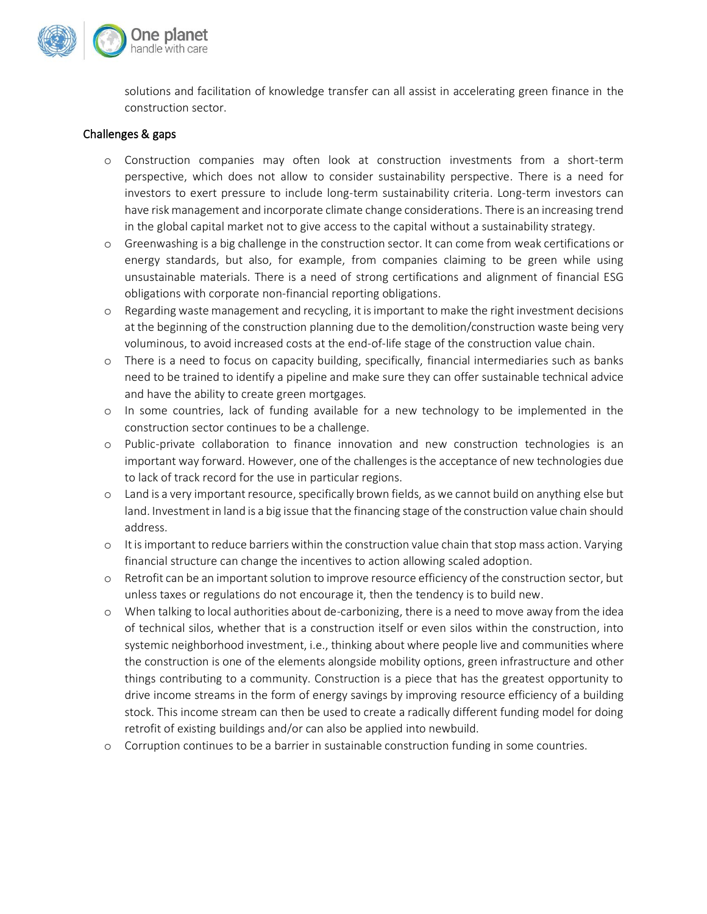solutions and facilitation of knowledge transfer can all assist in accelerating green finance in the construction sector.

### Challenges & gaps

- Construction companies may often look at construction investments from a short-term perspective, which does not allow to consider sustainability perspective. There is a need for investors to exert pressure to include long-term sustainability criteria. Long-term investors can have risk management and incorporate climate change considerations. There is an increasing trend in the global capital market not to give access to the capital without a sustainability strategy.
- Greenwashing is a big challenge in the construction sector. It can come from weak certifications or energy standards, but also, for example, from companies claiming to be green while using unsustainable materials. There is a need of strong certifications and alignment of financial ESG obligations with corporate non-financial reporting obligations.
- Regarding waste management and recycling, it is important to make the right investment decisions at the beginning of the construction planning due to the demolition/construction waste being very voluminous, to avoid increased costs at the end-of-life stage of the construction value chain.
- There is a need to focus on capacity building, specifically, financial intermediaries such as banks need to be trained to identify a pipeline and make sure they can offer sustainable technical advice and have the ability to create green mortgages.
- In some countries, lack of funding available for a new technology to be implemented in the construction sector continues to be a challenge.
- Public-private collaboration to finance innovation and new construction technologies is an important way forward. However, one of the challenges is the acceptance of new technologies due to lack of track record for the use in particular regions.
- Land is a very important resource, specifically brown fields, as we cannot build on anything else but land. Investment in land is a big issue that the financing stage of the construction value chain should address.
- It is important to reduce barriers within the construction value chain that stop mass action. Varying financial structure can change the incentives to action allowing scaled adoption.
- Retrofit can be an important solution to improve resource efficiency of the construction sector, but unless taxes or regulations do not encourage it, then the tendency is to build new.
- When talking to local authorities about de-carbonizing, there is a need to move away from the idea of technical silos, whether that is a construction itself or even silos within the construction, into systemic neighborhood investment, i.e., thinking about where people live and communities where the construction is one of the elements alongside mobility options, green infrastructure and other things contributing to a community. Construction is a piece that has the greatest opportunity to drive income streams in the form of energy savings by improving resource efficiency of a building stock. This income stream can then be used to create a radically different funding model for doing retrofit of existing buildings and/or can also be applied into newbuild.
- Corruption continues to be a barrier in sustainable construction funding in some countries.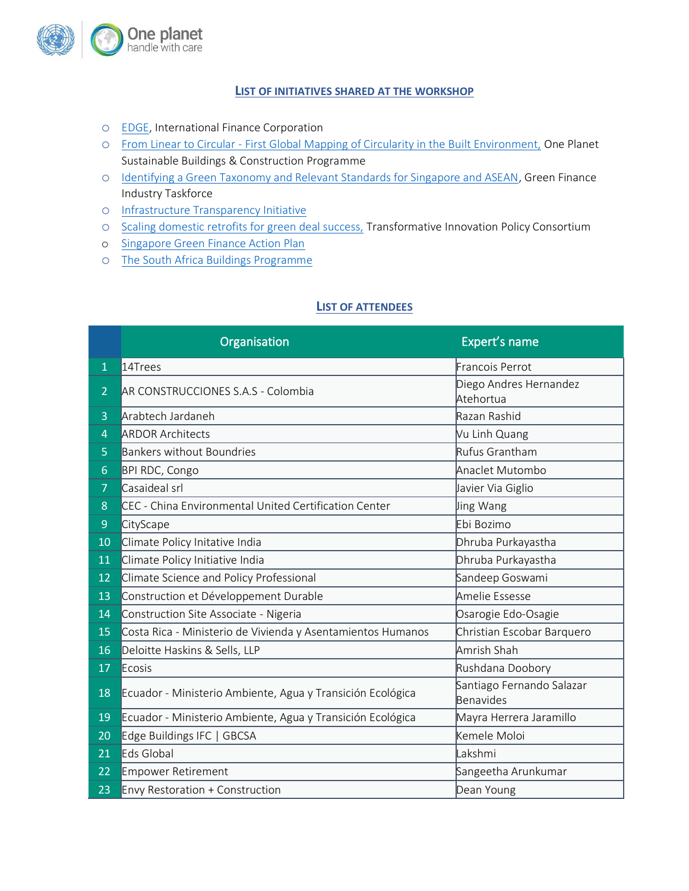## List of Initiatives Shared at the Workshop

- EDGE, International Finance Corporation
- From Linear to Circular - First Global Mapping of Circularity in the Built Environment, One Planet Sustainable Buildings & Construction Programme
- Identifying a Green Taxonomy and Relevant Standards for Singapore and ASEAN, Green Finance Industry Taskforce
- Infrastructure Transparency Initiative
- Scaling domestic retrofits for green deal success, Transformative Innovation Policy Consortium
- Singapore Green Finance Action Plan
- The South Africa Buildings Programme

## List of Attendees

| | Organisation | Expert's name |
|---|---|---|
| 1 | 14Trees | Francois Perrot |
| 2 | AR CONSTRUCCIONES S.A.S - Colombia | Diego Andres Hernandez Atehortua |
| 3 | Arabtech Jardaneh | Razan Rashid |
| 4 | ARDOR Architects | Vu Linh Quang |
| 5 | Bankers without Boundries | Rufus Grantham |
| 6 | BPI RDC, Congo | Anaclet Mutombo |
| 7 | Casaideal srl | Javier Via Giglio |
| 8 | CEC - China Environmental United Certification Center | Jing Wang |
| 9 | CityScape | Ebi Bozimo |
| 10 | Climate Policy Initative India | Dhruba Purkayastha |
| 11 | Climate Policy Initiative India | Dhruba Purkayastha |
| 12 | Climate Science and Policy Professional | Sandeep Goswami |
| 13 | Construction et Développement Durable | Amelie Essesse |
| 14 | Construction Site Associate - Nigeria | Osarogie Edo-Osagie |
| 15 | Costa Rica - Ministerio de Vivienda y Asentamientos Humanos | Christian Escobar Barquero |
| 16 | Deloitte Haskins & Sells, LLP | Amrish Shah |
| 17 | Ecosis | Rushdana Doobory |
| 18 | Ecuador - Ministerio Ambiente, Agua y Transición Ecológica | Santiago Fernando Salazar Benavides |
| 19 | Ecuador - Ministerio Ambiente, Agua y Transición Ecológica | Mayra Herrera Jaramillo |
| 20 | Edge Buildings IFC \| GBCSA | Kemele Moloi |
| 21 | Eds Global | Lakshmi |
| 22 | Empower Retirement | Sangeetha Arunkumar |
| 23 | Envy Restoration + Construction | Dean Young |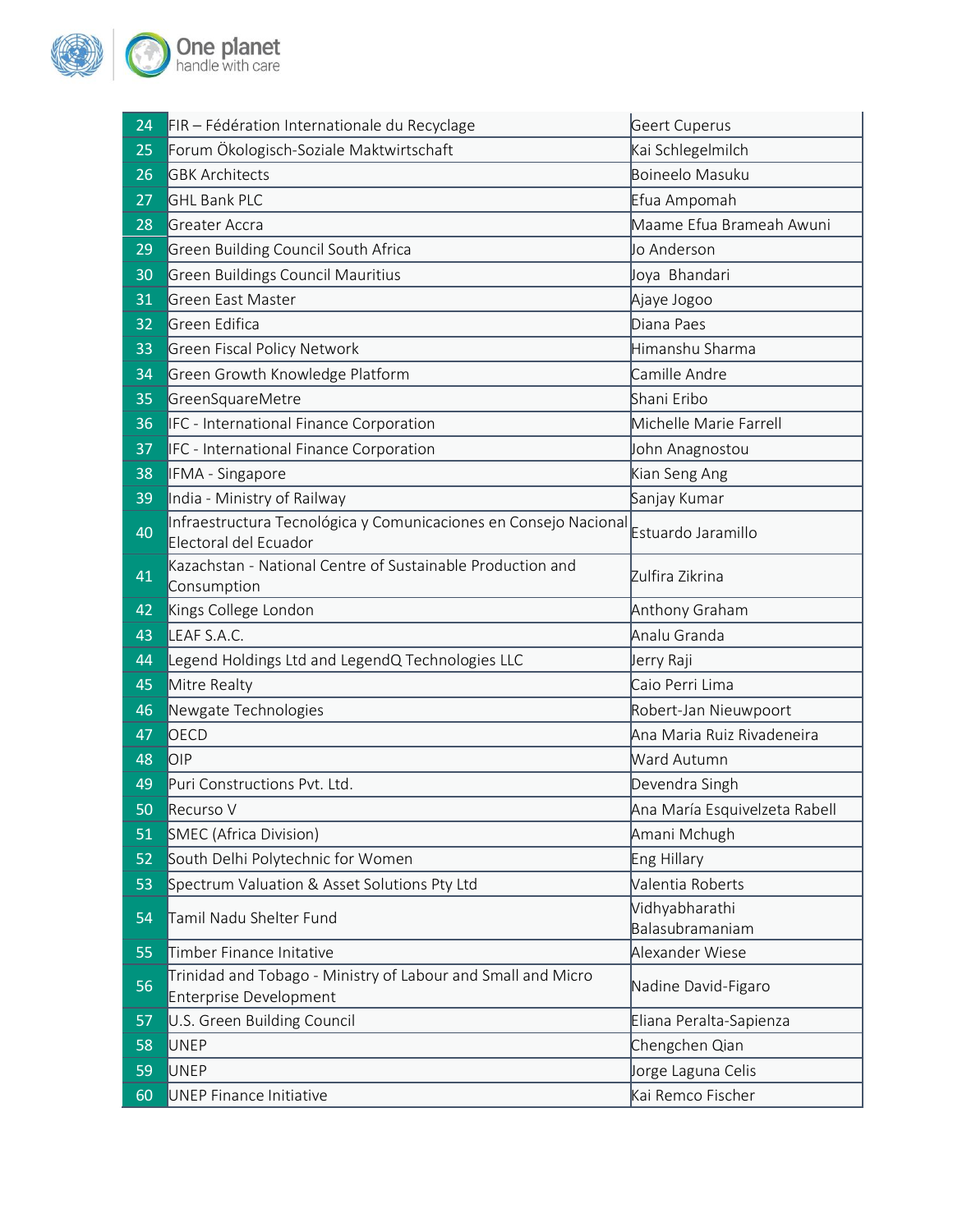| 24 | FIR – Fédération Internationale du Recyclage | Geert Cuperus |
|---|---|---|
| 25 | Forum Ökologisch-Soziale Maktwirtschaft | Kai Schlegelmilch |
| 26 | GBK Architects | Boineelo Masuku |
| 27 | GHL Bank PLC | Efua Ampomah |
| 28 | Greater Accra | Maame Efua Brameah Awuni |
| 29 | Green Building Council South Africa | Jo Anderson |
| 30 | Green Buildings Council Mauritius | Joya Bhandari |
| 31 | Green East Master | Ajaye Jogoo |
| 32 | Green Edifica | Diana Paes |
| 33 | Green Fiscal Policy Network | Himanshu Sharma |
| 34 | Green Growth Knowledge Platform | Camille Andre |
| 35 | GreenSquareMetre | Shani Eribo |
| 36 | IFC - International Finance Corporation | Michelle Marie Farrell |
| 37 | IFC - International Finance Corporation | John Anagnostou |
| 38 | IFMA - Singapore | Kian Seng Ang |
| 39 | India - Ministry of Railway | Sanjay Kumar |
| 40 | Infraestructura Tecnológica y Comunicaciones en Consejo Nacional Electoral del Ecuador | Estuardo Jaramillo |
| 41 | Kazachstan - National Centre of Sustainable Production and Consumption | Zulfira Zikrina |
| 42 | Kings College London | Anthony Graham |
| 43 | LEAF S.A.C. | Analu Granda |
| 44 | Legend Holdings Ltd and LegendQ Technologies LLC | Jerry Raji |
| 45 | Mitre Realty | Caio Perri Lima |
| 46 | Newgate Technologies | Robert-Jan Nieuwpoort |
| 47 | OECD | Ana Maria Ruiz Rivadeneira |
| 48 | OIP | Ward Autumn |
| 49 | Puri Constructions Pvt. Ltd. | Devendra Singh |
| 50 | Recurso V | Ana María Esquivelzeta Rabell |
| 51 | SMEC (Africa Division) | Amani Mchugh |
| 52 | South Delhi Polytechnic for Women | Eng Hillary |
| 53 | Spectrum Valuation & Asset Solutions Pty Ltd | Valentia Roberts |
| 54 | Tamil Nadu Shelter Fund | Vidhyabharathi Balasubramaniam |
| 55 | Timber Finance Initative | Alexander Wiese |
| 56 | Trinidad and Tobago - Ministry of Labour and Small and Micro Enterprise Development | Nadine David-Figaro |
| 57 | U.S. Green Building Council | Eliana Peralta-Sapienza |
| 58 | UNEP | Chengchen Qian |
| 59 | UNEP | Jorge Laguna Celis |
| 60 | UNEP Finance Initiative | Kai Remco Fischer |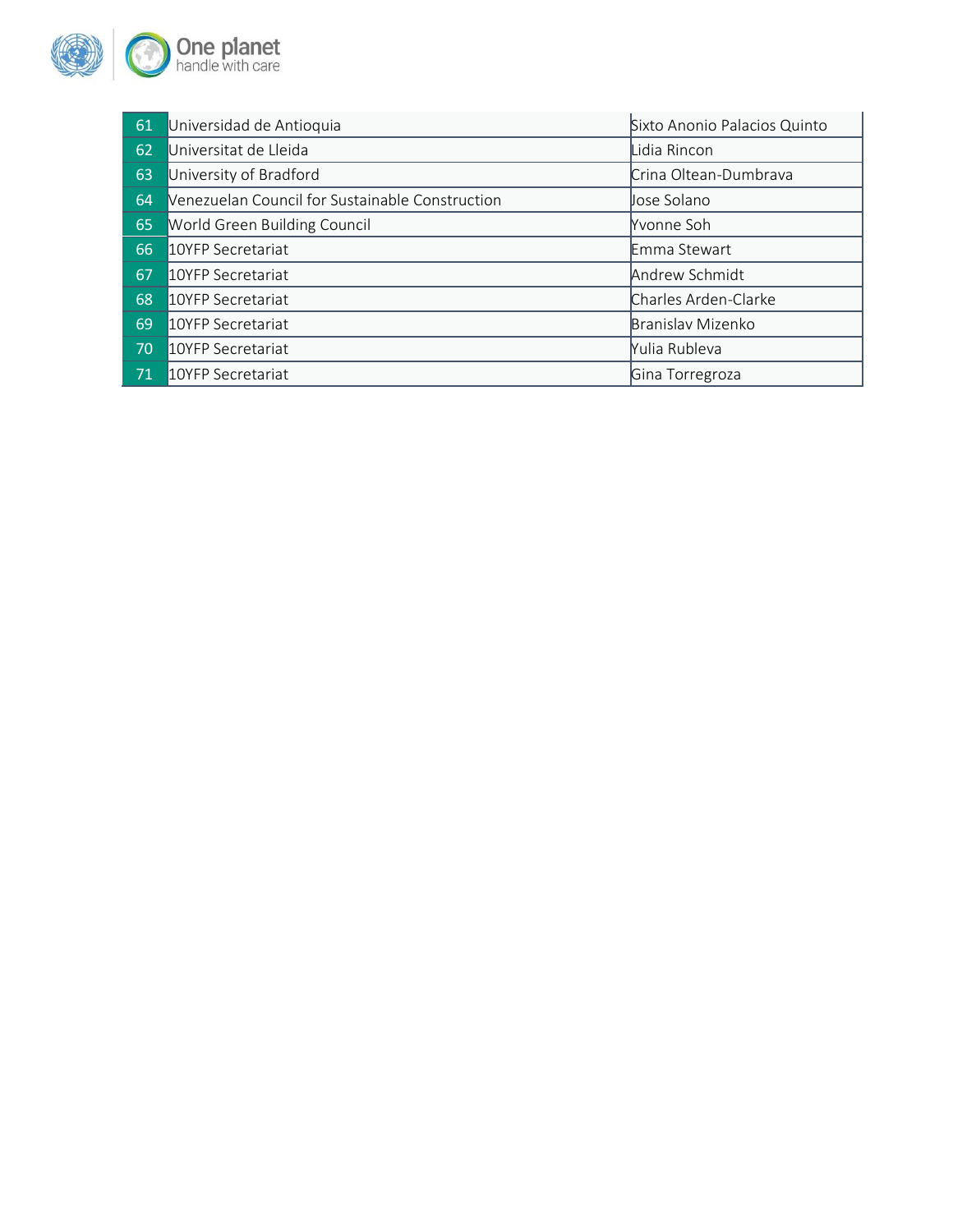| | | |
|---|---|---|
| 61 | Universidad de Antioquia | Sixto Anonio Palacios Quinto |
| 62 | Universitat de Lleida | Lidia Rincon |
| 63 | University of Bradford | Crina Oltean-Dumbrava |
| 64 | Venezuelan Council for Sustainable Construction | Jose Solano |
| 65 | World Green Building Council | Yvonne Soh |
| 66 | 10YFP Secretariat | Emma Stewart |
| 67 | 10YFP Secretariat | Andrew Schmidt |
| 68 | 10YFP Secretariat | Charles Arden-Clarke |
| 69 | 10YFP Secretariat | Branislav Mizenko |
| 70 | 10YFP Secretariat | Yulia Rubleva |
| 71 | 10YFP Secretariat | Gina Torregroza |